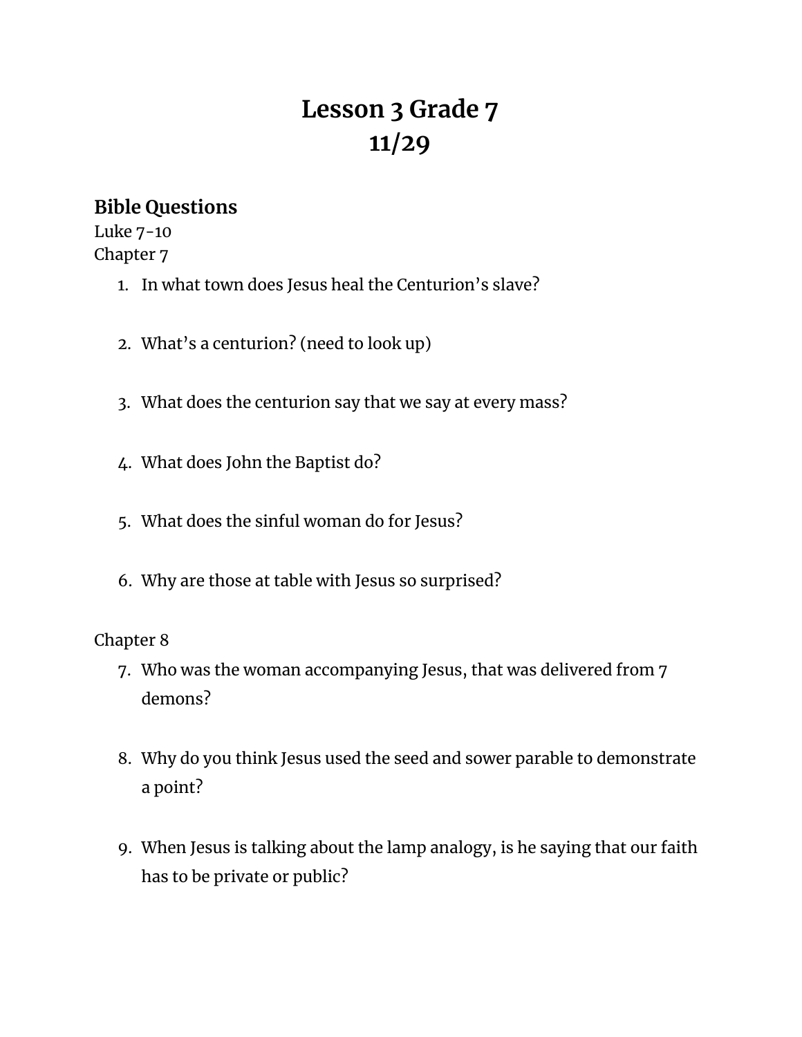# Lesson 3 Grade 7
# 11/29

## Bible Questions

Luke 7-10
Chapter 7

1. In what town does Jesus heal the Centurion's slave?
2. What's a centurion? (need to look up)
3. What does the centurion say that we say at every mass?
4. What does John the Baptist do?
5. What does the sinful woman do for Jesus?
6. Why are those at table with Jesus so surprised?

Chapter 8

7. Who was the woman accompanying Jesus, that was delivered from 7 demons?
8. Why do you think Jesus used the seed and sower parable to demonstrate a point?
9. When Jesus is talking about the lamp analogy, is he saying that our faith has to be private or public?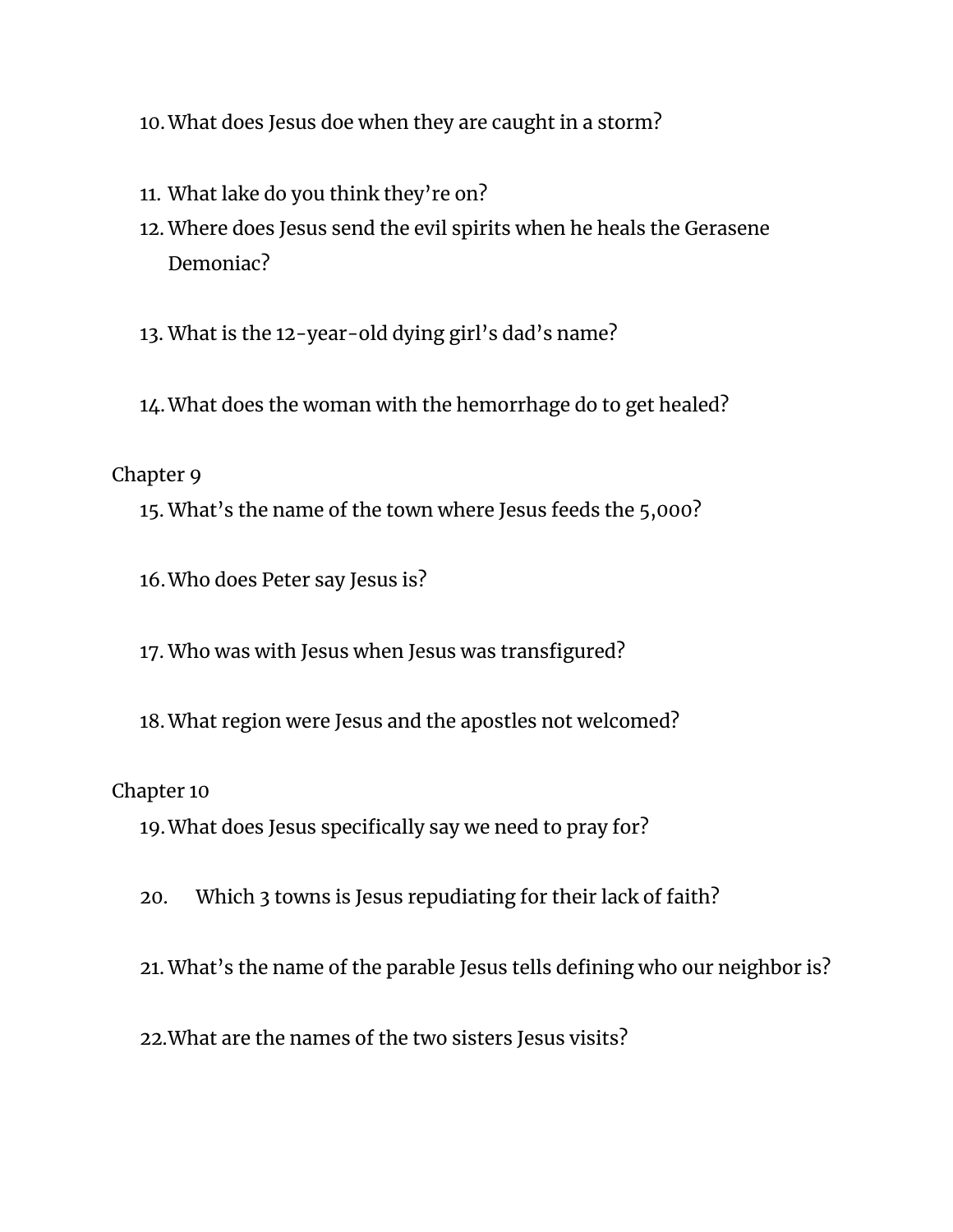10. What does Jesus doe when they are caught in a storm?

11. What lake do you think they're on?
12. Where does Jesus send the evil spirits when he heals the Gerasene Demoniac?

13. What is the 12-year-old dying girl's dad's name?

14. What does the woman with the hemorrhage do to get healed?

Chapter 9

15. What's the name of the town where Jesus feeds the 5,000?

16. Who does Peter say Jesus is?

17. Who was with Jesus when Jesus was transfigured?

18. What region were Jesus and the apostles not welcomed?

Chapter 10

19. What does Jesus specifically say we need to pray for?

20. Which 3 towns is Jesus repudiating for their lack of faith?

21. What's the name of the parable Jesus tells defining who our neighbor is?

22. What are the names of the two sisters Jesus visits?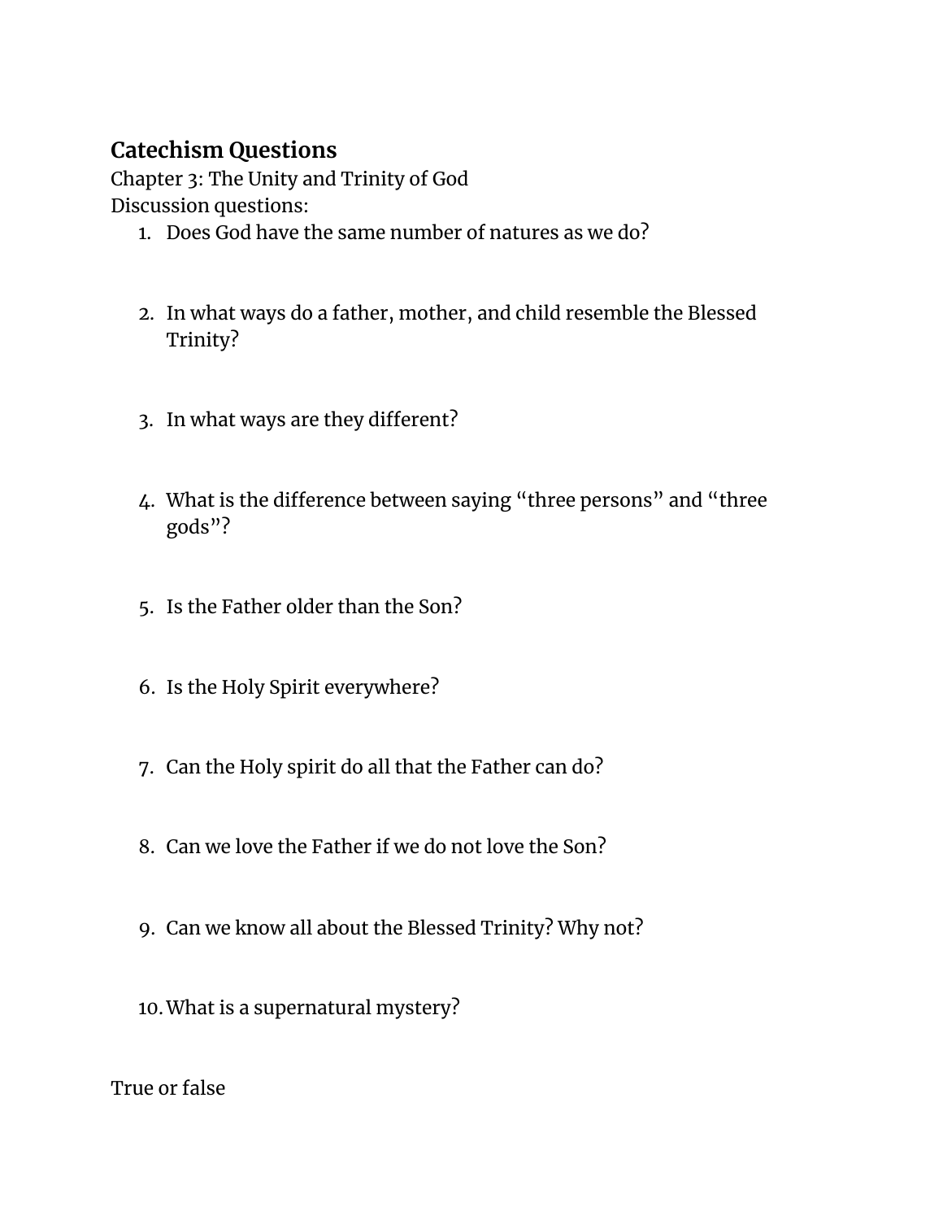## Catechism Questions

Chapter 3: The Unity and Trinity of God

Discussion questions:

1. Does God have the same number of natures as we do?
2. In what ways do a father, mother, and child resemble the Blessed Trinity?
3. In what ways are they different?
4. What is the difference between saying "three persons" and "three gods"?
5. Is the Father older than the Son?
6. Is the Holy Spirit everywhere?
7. Can the Holy spirit do all that the Father can do?
8. Can we love the Father if we do not love the Son?
9. Can we know all about the Blessed Trinity? Why not?
10. What is a supernatural mystery?

True or false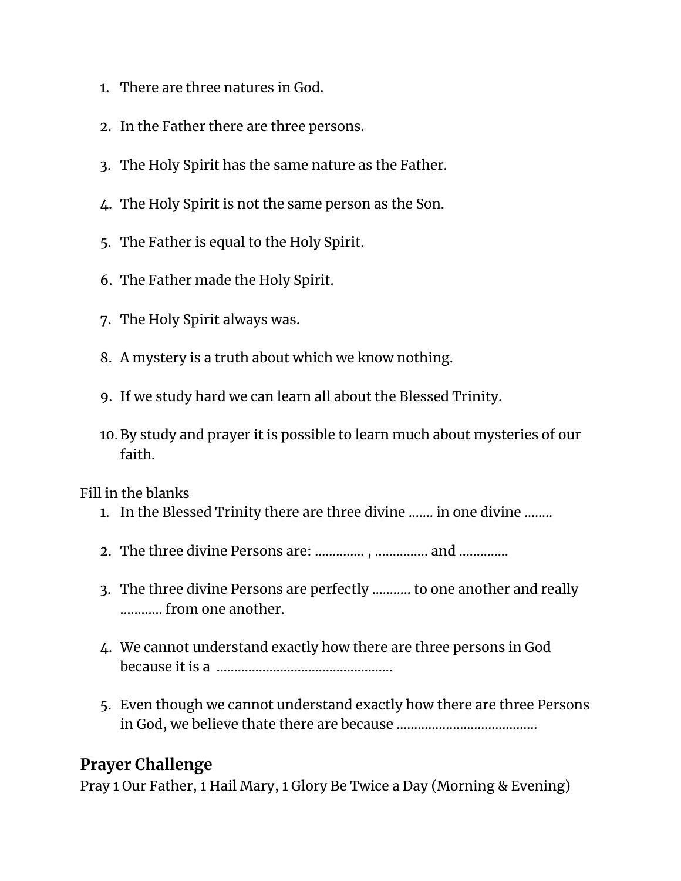1. There are three natures in God.

2. In the Father there are three persons.

3. The Holy Spirit has the same nature as the Father.

4. The Holy Spirit is not the same person as the Son.

5. The Father is equal to the Holy Spirit.

6. The Father made the Holy Spirit.

7. The Holy Spirit always was.

8. A mystery is a truth about which we know nothing.

9. If we study hard we can learn all about the Blessed Trinity.

10. By study and prayer it is possible to learn much about mysteries of our faith.

Fill in the blanks

1. In the Blessed Trinity there are three divine ....... in one divine ........

2. The three divine Persons are: .............. , ............... and ..............

3. The three divine Persons are perfectly ........... to one another and really ............ from one another.

4. We cannot understand exactly how there are three persons in God because it is a ..................................................

5. Even though we cannot understand exactly how there are three Persons in God, we believe thate there are because ........................................

## Prayer Challenge

Pray 1 Our Father, 1 Hail Mary, 1 Glory Be Twice a Day (Morning & Evening)